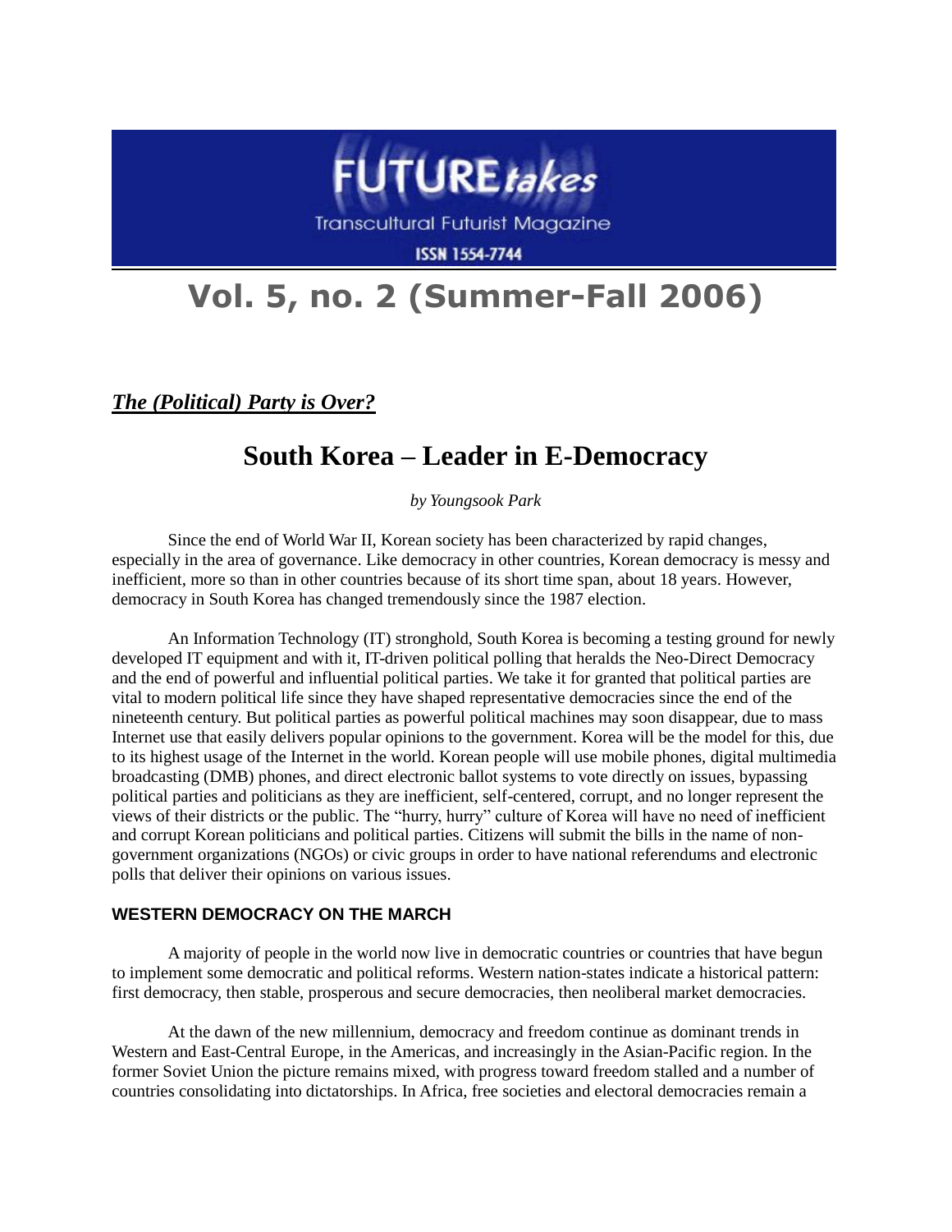FUTURE*takes*

Transcultural Futurist Magazine

ISSN 1554-7744

# Vol. 5, no. 2 (Summer-Fall 2006)

***The (Political) Party is Over?***

## South Korea – Leader in E-Democracy

*by Youngsook Park*

Since the end of World War II, Korean society has been characterized by rapid changes, especially in the area of governance. Like democracy in other countries, Korean democracy is messy and inefficient, more so than in other countries because of its short time span, about 18 years. However, democracy in South Korea has changed tremendously since the 1987 election.

An Information Technology (IT) stronghold, South Korea is becoming a testing ground for newly developed IT equipment and with it, IT-driven political polling that heralds the Neo-Direct Democracy and the end of powerful and influential political parties. We take it for granted that political parties are vital to modern political life since they have shaped representative democracies since the end of the nineteenth century. But political parties as powerful political machines may soon disappear, due to mass Internet use that easily delivers popular opinions to the government. Korea will be the model for this, due to its highest usage of the Internet in the world. Korean people will use mobile phones, digital multimedia broadcasting (DMB) phones, and direct electronic ballot systems to vote directly on issues, bypassing political parties and politicians as they are inefficient, self-centered, corrupt, and no longer represent the views of their districts or the public. The "hurry, hurry" culture of Korea will have no need of inefficient and corrupt Korean politicians and political parties. Citizens will submit the bills in the name of non-government organizations (NGOs) or civic groups in order to have national referendums and electronic polls that deliver their opinions on various issues.

### WESTERN DEMOCRACY ON THE MARCH

A majority of people in the world now live in democratic countries or countries that have begun to implement some democratic and political reforms. Western nation-states indicate a historical pattern: first democracy, then stable, prosperous and secure democracies, then neoliberal market democracies.

At the dawn of the new millennium, democracy and freedom continue as dominant trends in Western and East-Central Europe, in the Americas, and increasingly in the Asian-Pacific region. In the former Soviet Union the picture remains mixed, with progress toward freedom stalled and a number of countries consolidating into dictatorships. In Africa, free societies and electoral democracies remain a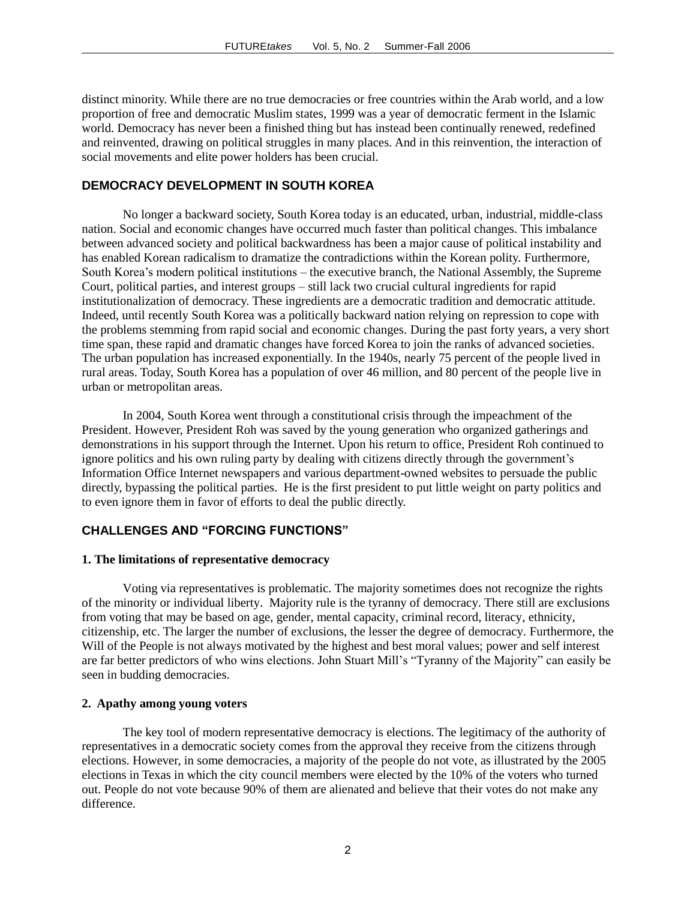distinct minority. While there are no true democracies or free countries within the Arab world, and a low proportion of free and democratic Muslim states, 1999 was a year of democratic ferment in the Islamic world. Democracy has never been a finished thing but has instead been continually renewed, redefined and reinvented, drawing on political struggles in many places. And in this reinvention, the interaction of social movements and elite power holders has been crucial.

## DEMOCRACY DEVELOPMENT IN SOUTH KOREA

No longer a backward society, South Korea today is an educated, urban, industrial, middle-class nation. Social and economic changes have occurred much faster than political changes. This imbalance between advanced society and political backwardness has been a major cause of political instability and has enabled Korean radicalism to dramatize the contradictions within the Korean polity. Furthermore, South Korea's modern political institutions – the executive branch, the National Assembly, the Supreme Court, political parties, and interest groups – still lack two crucial cultural ingredients for rapid institutionalization of democracy. These ingredients are a democratic tradition and democratic attitude. Indeed, until recently South Korea was a politically backward nation relying on repression to cope with the problems stemming from rapid social and economic changes. During the past forty years, a very short time span, these rapid and dramatic changes have forced Korea to join the ranks of advanced societies. The urban population has increased exponentially. In the 1940s, nearly 75 percent of the people lived in rural areas. Today, South Korea has a population of over 46 million, and 80 percent of the people live in urban or metropolitan areas.

In 2004, South Korea went through a constitutional crisis through the impeachment of the President. However, President Roh was saved by the young generation who organized gatherings and demonstrations in his support through the Internet. Upon his return to office, President Roh continued to ignore politics and his own ruling party by dealing with citizens directly through the government's Information Office Internet newspapers and various department-owned websites to persuade the public directly, bypassing the political parties. He is the first president to put little weight on party politics and to even ignore them in favor of efforts to deal the public directly.

## CHALLENGES AND "FORCING FUNCTIONS"

### 1. The limitations of representative democracy

Voting via representatives is problematic. The majority sometimes does not recognize the rights of the minority or individual liberty. Majority rule is the tyranny of democracy. There still are exclusions from voting that may be based on age, gender, mental capacity, criminal record, literacy, ethnicity, citizenship, etc. The larger the number of exclusions, the lesser the degree of democracy. Furthermore, the Will of the People is not always motivated by the highest and best moral values; power and self interest are far better predictors of who wins elections. John Stuart Mill's "Tyranny of the Majority" can easily be seen in budding democracies.

### 2. Apathy among young voters

The key tool of modern representative democracy is elections. The legitimacy of the authority of representatives in a democratic society comes from the approval they receive from the citizens through elections. However, in some democracies, a majority of the people do not vote, as illustrated by the 2005 elections in Texas in which the city council members were elected by the 10% of the voters who turned out. People do not vote because 90% of them are alienated and believe that their votes do not make any difference.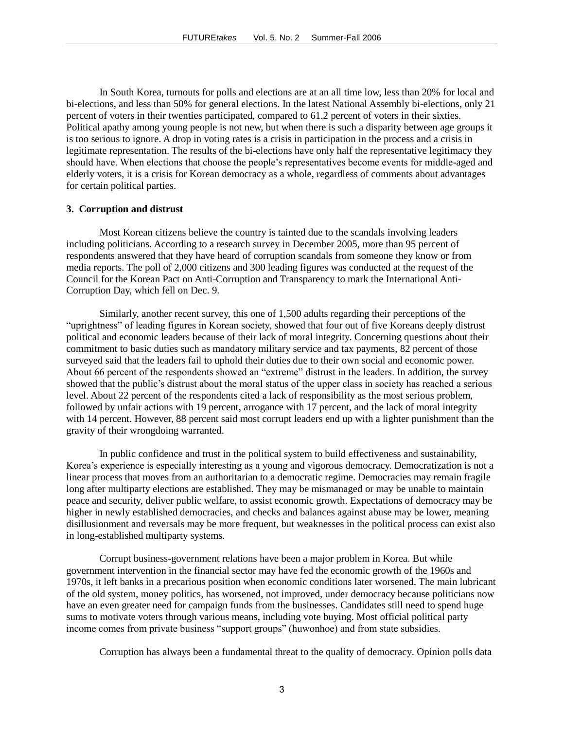In South Korea, turnouts for polls and elections are at an all time low, less than 20% for local and bi-elections, and less than 50% for general elections. In the latest National Assembly bi-elections, only 21 percent of voters in their twenties participated, compared to 61.2 percent of voters in their sixties. Political apathy among young people is not new, but when there is such a disparity between age groups it is too serious to ignore. A drop in voting rates is a crisis in participation in the process and a crisis in legitimate representation. The results of the bi-elections have only half the representative legitimacy they should have. When elections that choose the people's representatives become events for middle-aged and elderly voters, it is a crisis for Korean democracy as a whole, regardless of comments about advantages for certain political parties.

### 3. Corruption and distrust

Most Korean citizens believe the country is tainted due to the scandals involving leaders including politicians. According to a research survey in December 2005, more than 95 percent of respondents answered that they have heard of corruption scandals from someone they know or from media reports. The poll of 2,000 citizens and 300 leading figures was conducted at the request of the Council for the Korean Pact on Anti-Corruption and Transparency to mark the International Anti-Corruption Day, which fell on Dec. 9.

Similarly, another recent survey, this one of 1,500 adults regarding their perceptions of the "uprightness" of leading figures in Korean society, showed that four out of five Koreans deeply distrust political and economic leaders because of their lack of moral integrity. Concerning questions about their commitment to basic duties such as mandatory military service and tax payments, 82 percent of those surveyed said that the leaders fail to uphold their duties due to their own social and economic power. About 66 percent of the respondents showed an "extreme" distrust in the leaders. In addition, the survey showed that the public's distrust about the moral status of the upper class in society has reached a serious level. About 22 percent of the respondents cited a lack of responsibility as the most serious problem, followed by unfair actions with 19 percent, arrogance with 17 percent, and the lack of moral integrity with 14 percent. However, 88 percent said most corrupt leaders end up with a lighter punishment than the gravity of their wrongdoing warranted.

In public confidence and trust in the political system to build effectiveness and sustainability, Korea's experience is especially interesting as a young and vigorous democracy. Democratization is not a linear process that moves from an authoritarian to a democratic regime. Democracies may remain fragile long after multiparty elections are established. They may be mismanaged or may be unable to maintain peace and security, deliver public welfare, to assist economic growth. Expectations of democracy may be higher in newly established democracies, and checks and balances against abuse may be lower, meaning disillusionment and reversals may be more frequent, but weaknesses in the political process can exist also in long-established multiparty systems.

Corrupt business-government relations have been a major problem in Korea. But while government intervention in the financial sector may have fed the economic growth of the 1960s and 1970s, it left banks in a precarious position when economic conditions later worsened. The main lubricant of the old system, money politics, has worsened, not improved, under democracy because politicians now have an even greater need for campaign funds from the businesses. Candidates still need to spend huge sums to motivate voters through various means, including vote buying. Most official political party income comes from private business "support groups" (huwonhoe) and from state subsidies.

Corruption has always been a fundamental threat to the quality of democracy. Opinion polls data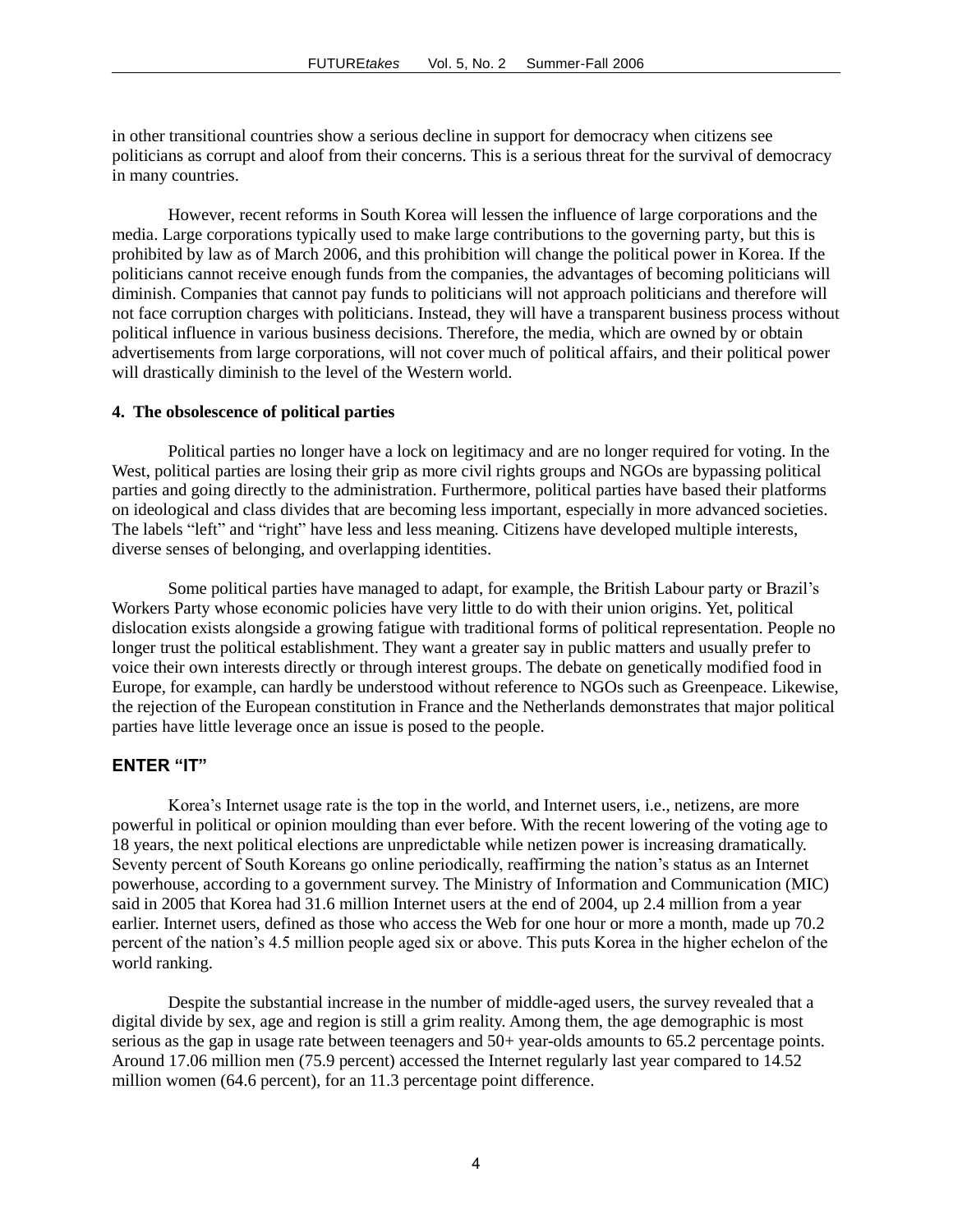in other transitional countries show a serious decline in support for democracy when citizens see politicians as corrupt and aloof from their concerns. This is a serious threat for the survival of democracy in many countries.

However, recent reforms in South Korea will lessen the influence of large corporations and the media. Large corporations typically used to make large contributions to the governing party, but this is prohibited by law as of March 2006, and this prohibition will change the political power in Korea. If the politicians cannot receive enough funds from the companies, the advantages of becoming politicians will diminish. Companies that cannot pay funds to politicians will not approach politicians and therefore will not face corruption charges with politicians. Instead, they will have a transparent business process without political influence in various business decisions. Therefore, the media, which are owned by or obtain advertisements from large corporations, will not cover much of political affairs, and their political power will drastically diminish to the level of the Western world.

**4. The obsolescence of political parties**

Political parties no longer have a lock on legitimacy and are no longer required for voting. In the West, political parties are losing their grip as more civil rights groups and NGOs are bypassing political parties and going directly to the administration. Furthermore, political parties have based their platforms on ideological and class divides that are becoming less important, especially in more advanced societies. The labels "left" and "right" have less and less meaning. Citizens have developed multiple interests, diverse senses of belonging, and overlapping identities.

Some political parties have managed to adapt, for example, the British Labour party or Brazil's Workers Party whose economic policies have very little to do with their union origins. Yet, political dislocation exists alongside a growing fatigue with traditional forms of political representation. People no longer trust the political establishment. They want a greater say in public matters and usually prefer to voice their own interests directly or through interest groups. The debate on genetically modified food in Europe, for example, can hardly be understood without reference to NGOs such as Greenpeace. Likewise, the rejection of the European constitution in France and the Netherlands demonstrates that major political parties have little leverage once an issue is posed to the people.

## ENTER "IT"

Korea's Internet usage rate is the top in the world, and Internet users, i.e., netizens, are more powerful in political or opinion moulding than ever before. With the recent lowering of the voting age to 18 years, the next political elections are unpredictable while netizen power is increasing dramatically. Seventy percent of South Koreans go online periodically, reaffirming the nation's status as an Internet powerhouse, according to a government survey. The Ministry of Information and Communication (MIC) said in 2005 that Korea had 31.6 million Internet users at the end of 2004, up 2.4 million from a year earlier. Internet users, defined as those who access the Web for one hour or more a month, made up 70.2 percent of the nation's 4.5 million people aged six or above. This puts Korea in the higher echelon of the world ranking.

Despite the substantial increase in the number of middle-aged users, the survey revealed that a digital divide by sex, age and region is still a grim reality. Among them, the age demographic is most serious as the gap in usage rate between teenagers and 50+ year-olds amounts to 65.2 percentage points. Around 17.06 million men (75.9 percent) accessed the Internet regularly last year compared to 14.52 million women (64.6 percent), for an 11.3 percentage point difference.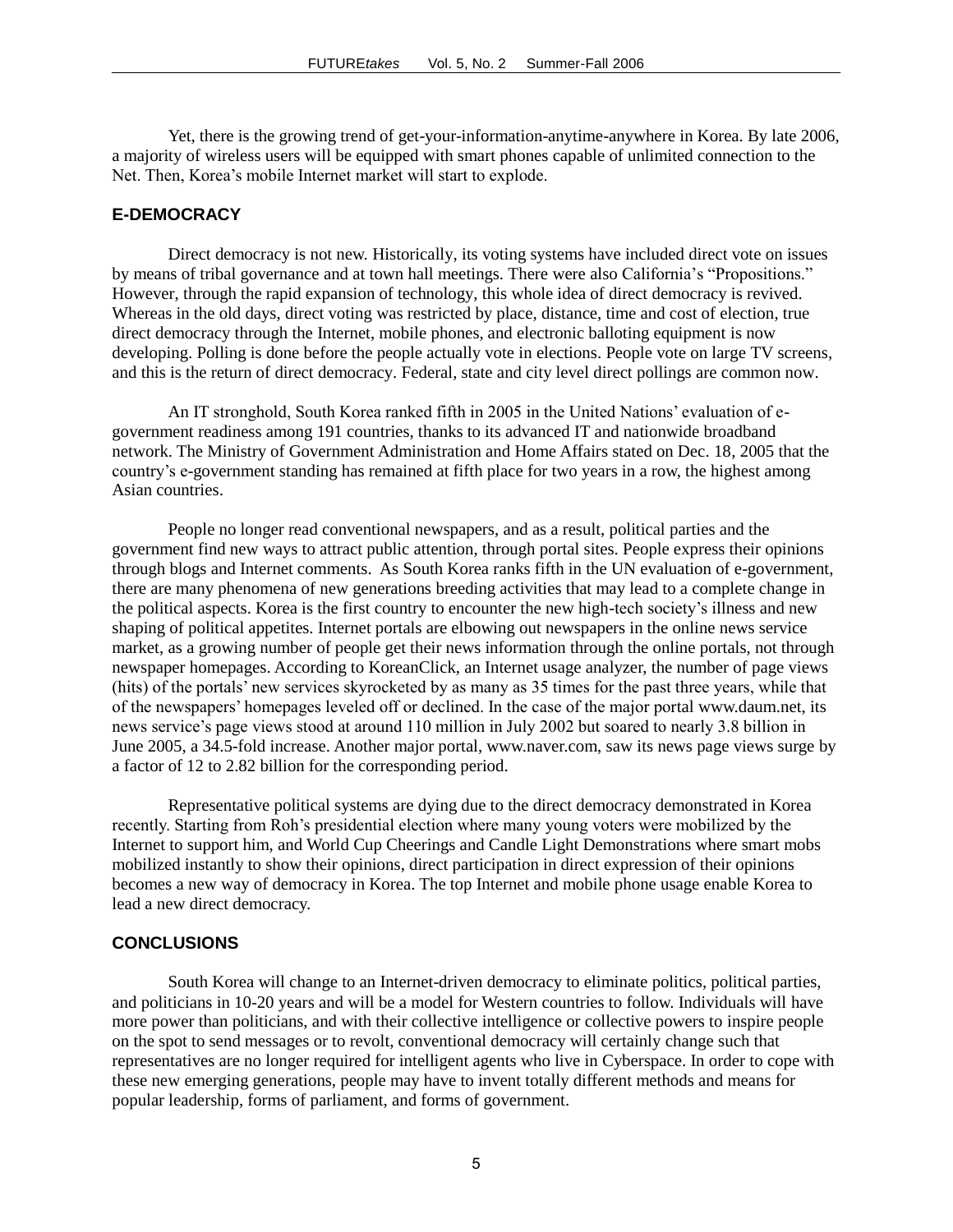Yet, there is the growing trend of get-your-information-anytime-anywhere in Korea. By late 2006, a majority of wireless users will be equipped with smart phones capable of unlimited connection to the Net. Then, Korea's mobile Internet market will start to explode.

## E-DEMOCRACY

Direct democracy is not new. Historically, its voting systems have included direct vote on issues by means of tribal governance and at town hall meetings. There were also California's "Propositions." However, through the rapid expansion of technology, this whole idea of direct democracy is revived. Whereas in the old days, direct voting was restricted by place, distance, time and cost of election, true direct democracy through the Internet, mobile phones, and electronic balloting equipment is now developing. Polling is done before the people actually vote in elections. People vote on large TV screens, and this is the return of direct democracy. Federal, state and city level direct pollings are common now.

An IT stronghold, South Korea ranked fifth in 2005 in the United Nations' evaluation of e-government readiness among 191 countries, thanks to its advanced IT and nationwide broadband network. The Ministry of Government Administration and Home Affairs stated on Dec. 18, 2005 that the country's e-government standing has remained at fifth place for two years in a row, the highest among Asian countries.

People no longer read conventional newspapers, and as a result, political parties and the government find new ways to attract public attention, through portal sites. People express their opinions through blogs and Internet comments. As South Korea ranks fifth in the UN evaluation of e-government, there are many phenomena of new generations breeding activities that may lead to a complete change in the political aspects. Korea is the first country to encounter the new high-tech society's illness and new shaping of political appetites. Internet portals are elbowing out newspapers in the online news service market, as a growing number of people get their news information through the online portals, not through newspaper homepages. According to KoreanClick, an Internet usage analyzer, the number of page views (hits) of the portals' new services skyrocketed by as many as 35 times for the past three years, while that of the newspapers' homepages leveled off or declined. In the case of the major portal www.daum.net, its news service's page views stood at around 110 million in July 2002 but soared to nearly 3.8 billion in June 2005, a 34.5-fold increase. Another major portal, www.naver.com, saw its news page views surge by a factor of 12 to 2.82 billion for the corresponding period.

Representative political systems are dying due to the direct democracy demonstrated in Korea recently. Starting from Roh's presidential election where many young voters were mobilized by the Internet to support him, and World Cup Cheerings and Candle Light Demonstrations where smart mobs mobilized instantly to show their opinions, direct participation in direct expression of their opinions becomes a new way of democracy in Korea. The top Internet and mobile phone usage enable Korea to lead a new direct democracy.

## CONCLUSIONS

South Korea will change to an Internet-driven democracy to eliminate politics, political parties, and politicians in 10-20 years and will be a model for Western countries to follow. Individuals will have more power than politicians, and with their collective intelligence or collective powers to inspire people on the spot to send messages or to revolt, conventional democracy will certainly change such that representatives are no longer required for intelligent agents who live in Cyberspace. In order to cope with these new emerging generations, people may have to invent totally different methods and means for popular leadership, forms of parliament, and forms of government.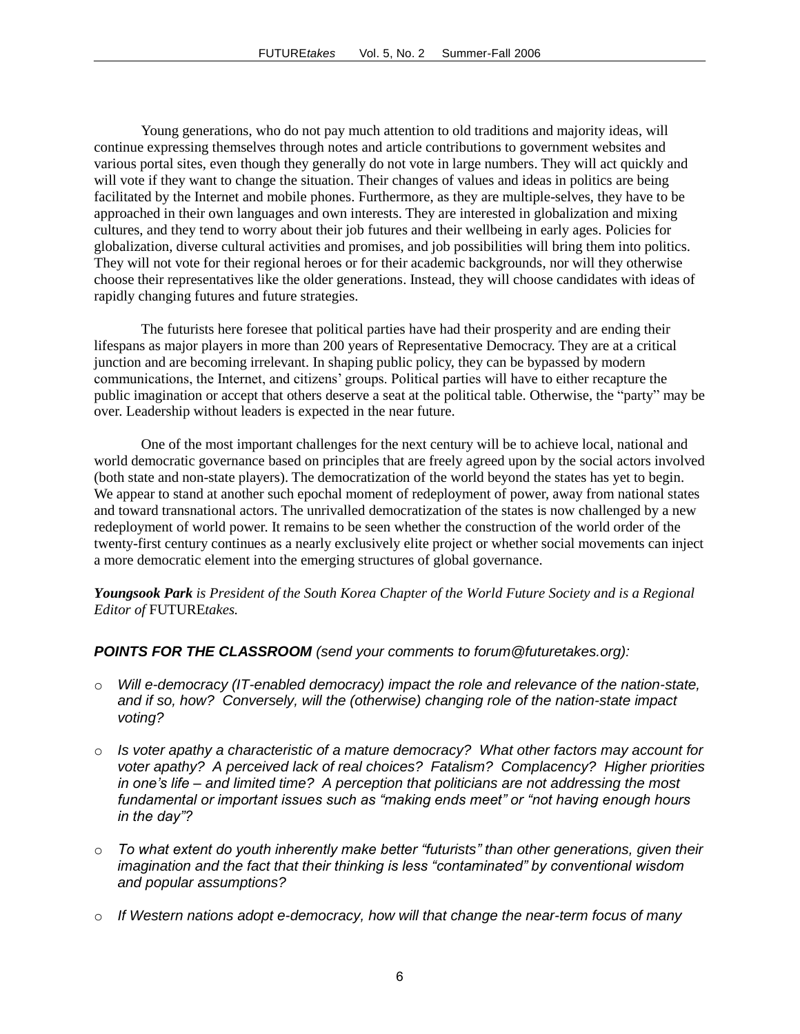Young generations, who do not pay much attention to old traditions and majority ideas, will continue expressing themselves through notes and article contributions to government websites and various portal sites, even though they generally do not vote in large numbers. They will act quickly and will vote if they want to change the situation. Their changes of values and ideas in politics are being facilitated by the Internet and mobile phones. Furthermore, as they are multiple-selves, they have to be approached in their own languages and own interests. They are interested in globalization and mixing cultures, and they tend to worry about their job futures and their wellbeing in early ages. Policies for globalization, diverse cultural activities and promises, and job possibilities will bring them into politics. They will not vote for their regional heroes or for their academic backgrounds, nor will they otherwise choose their representatives like the older generations. Instead, they will choose candidates with ideas of rapidly changing futures and future strategies.

The futurists here foresee that political parties have had their prosperity and are ending their lifespans as major players in more than 200 years of Representative Democracy. They are at a critical junction and are becoming irrelevant. In shaping public policy, they can be bypassed by modern communications, the Internet, and citizens' groups. Political parties will have to either recapture the public imagination or accept that others deserve a seat at the political table. Otherwise, the "party" may be over. Leadership without leaders is expected in the near future.

One of the most important challenges for the next century will be to achieve local, national and world democratic governance based on principles that are freely agreed upon by the social actors involved (both state and non-state players). The democratization of the world beyond the states has yet to begin. We appear to stand at another such epochal moment of redeployment of power, away from national states and toward transnational actors. The unrivalled democratization of the states is now challenged by a new redeployment of world power. It remains to be seen whether the construction of the world order of the twenty-first century continues as a nearly exclusively elite project or whether social movements can inject a more democratic element into the emerging structures of global governance.

***Youngsook Park*** *is President of the South Korea Chapter of the World Future Society and is a Regional Editor of* FUTURE*takes.*

***POINTS FOR THE CLASSROOM*** *(send your comments to forum@futuretakes.org):*

- *Will e-democracy (IT-enabled democracy) impact the role and relevance of the nation-state, and if so, how? Conversely, will the (otherwise) changing role of the nation-state impact voting?*
- *Is voter apathy a characteristic of a mature democracy? What other factors may account for voter apathy? A perceived lack of real choices? Fatalism? Complacency? Higher priorities in one's life – and limited time? A perception that politicians are not addressing the most fundamental or important issues such as "making ends meet" or "not having enough hours in the day"?*
- *To what extent do youth inherently make better "futurists" than other generations, given their imagination and the fact that their thinking is less "contaminated" by conventional wisdom and popular assumptions?*
- *If Western nations adopt e-democracy, how will that change the near-term focus of many*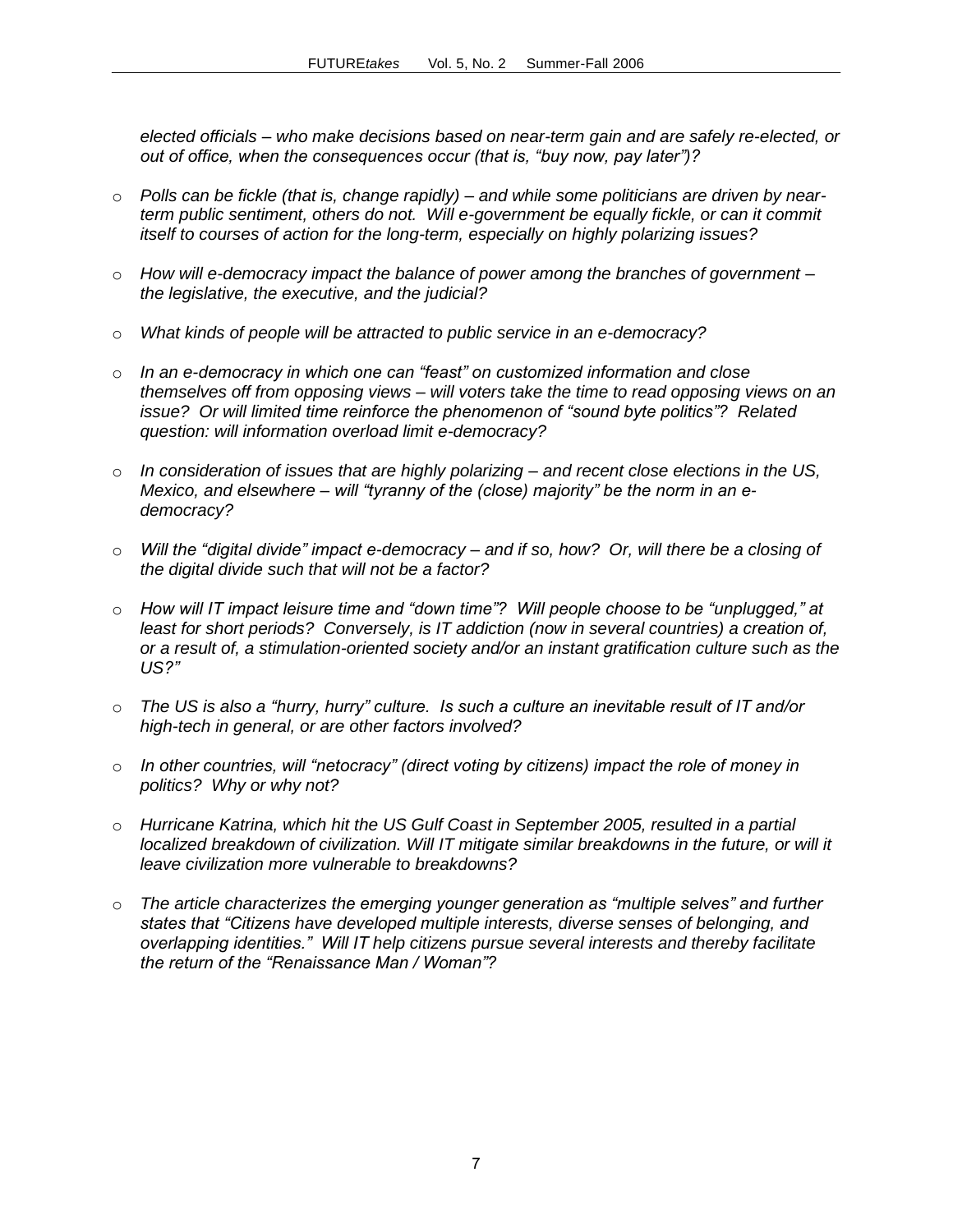*elected officials – who make decisions based on near-term gain and are safely re-elected, or out of office, when the consequences occur (that is, "buy now, pay later")?*

- *Polls can be fickle (that is, change rapidly) – and while some politicians are driven by near-term public sentiment, others do not. Will e-government be equally fickle, or can it commit itself to courses of action for the long-term, especially on highly polarizing issues?*

- *How will e-democracy impact the balance of power among the branches of government – the legislative, the executive, and the judicial?*

- *What kinds of people will be attracted to public service in an e-democracy?*

- *In an e-democracy in which one can "feast" on customized information and close themselves off from opposing views – will voters take the time to read opposing views on an issue? Or will limited time reinforce the phenomenon of "sound byte politics"? Related question: will information overload limit e-democracy?*

- *In consideration of issues that are highly polarizing – and recent close elections in the US, Mexico, and elsewhere – will "tyranny of the (close) majority" be the norm in an e-democracy?*

- *Will the "digital divide" impact e-democracy – and if so, how? Or, will there be a closing of the digital divide such that will not be a factor?*

- *How will IT impact leisure time and "down time"? Will people choose to be "unplugged," at least for short periods? Conversely, is IT addiction (now in several countries) a creation of, or a result of, a stimulation-oriented society and/or an instant gratification culture such as the US?"*

- *The US is also a "hurry, hurry" culture. Is such a culture an inevitable result of IT and/or high-tech in general, or are other factors involved?*

- *In other countries, will "netocracy" (direct voting by citizens) impact the role of money in politics? Why or why not?*

- *Hurricane Katrina, which hit the US Gulf Coast in September 2005, resulted in a partial localized breakdown of civilization. Will IT mitigate similar breakdowns in the future, or will it leave civilization more vulnerable to breakdowns?*

- *The article characterizes the emerging younger generation as "multiple selves" and further states that "Citizens have developed multiple interests, diverse senses of belonging, and overlapping identities." Will IT help citizens pursue several interests and thereby facilitate the return of the "Renaissance Man / Woman"?*